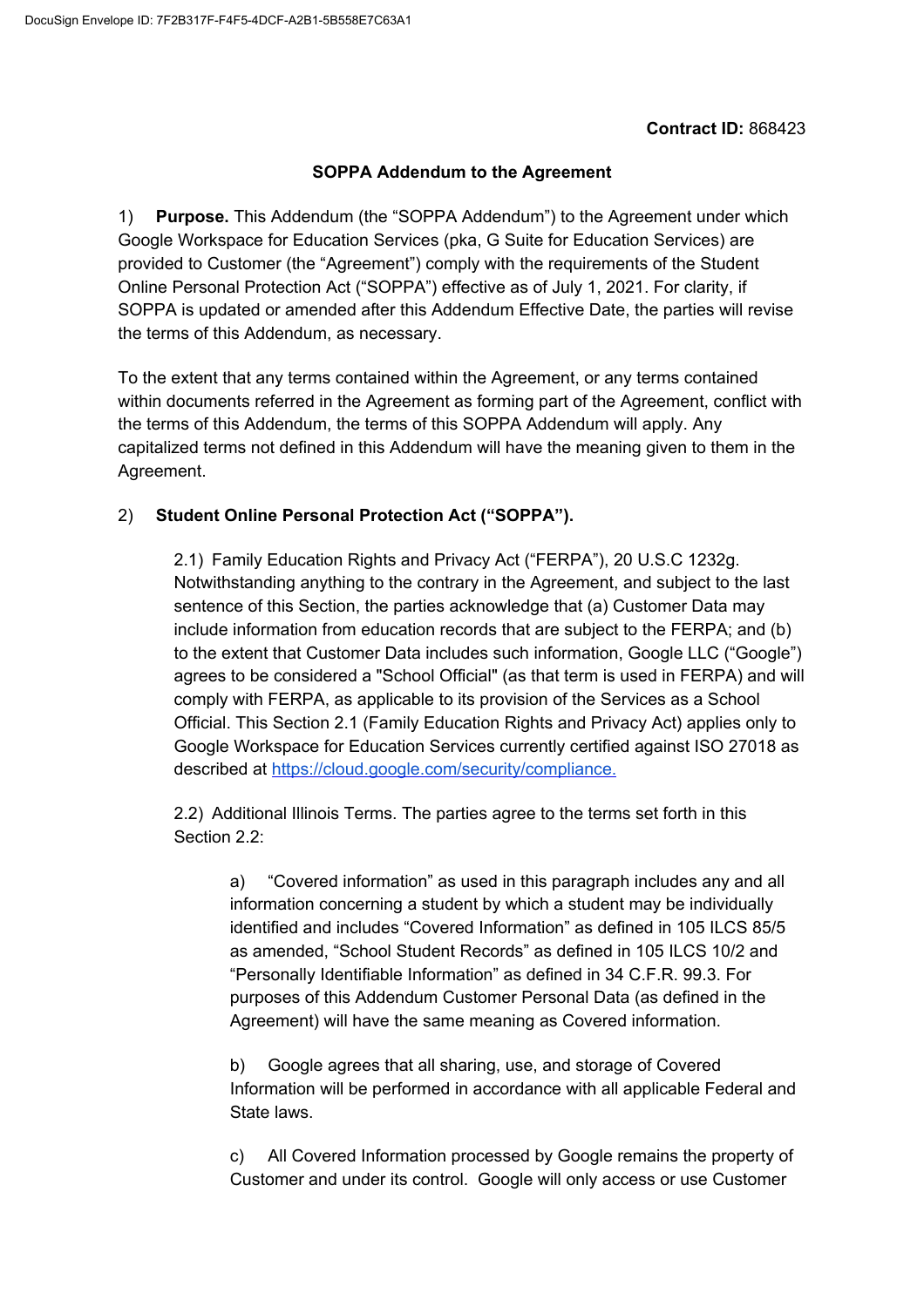**Contract ID:** 868423

**SOPPA Addendum to the Agreement**

1) **Purpose.** This Addendum (the "SOPPA Addendum") to the Agreement under which Google Workspace for Education Services (pka, G Suite for Education Services) are provided to Customer (the "Agreement") comply with the requirements of the Student Online Personal Protection Act ("SOPPA") effective as of July 1, 2021. For clarity, if SOPPA is updated or amended after this Addendum Effective Date, the parties will revise the terms of this Addendum, as necessary.

To the extent that any terms contained within the Agreement, or any terms contained within documents referred in the Agreement as forming part of the Agreement, conflict with the terms of this Addendum, the terms of this SOPPA Addendum will apply. Any capitalized terms not defined in this Addendum will have the meaning given to them in the Agreement.

2) **Student Online Personal Protection Act ("SOPPA").**

2.1) Family Education Rights and Privacy Act ("FERPA"), 20 U.S.C 1232g. Notwithstanding anything to the contrary in the Agreement, and subject to the last sentence of this Section, the parties acknowledge that (a) Customer Data may include information from education records that are subject to the FERPA; and (b) to the extent that Customer Data includes such information, Google LLC ("Google") agrees to be considered a "School Official" (as that term is used in FERPA) and will comply with FERPA, as applicable to its provision of the Services as a School Official. This Section 2.1 (Family Education Rights and Privacy Act) applies only to Google Workspace for Education Services currently certified against ISO 27018 as described at https://cloud.google.com/security/compliance.

2.2) Additional Illinois Terms. The parties agree to the terms set forth in this Section 2.2:

a) "Covered information" as used in this paragraph includes any and all information concerning a student by which a student may be individually identified and includes "Covered Information" as defined in 105 ILCS 85/5 as amended, "School Student Records" as defined in 105 ILCS 10/2 and "Personally Identifiable Information" as defined in 34 C.F.R. 99.3. For purposes of this Addendum Customer Personal Data (as defined in the Agreement) will have the same meaning as Covered information.

b) Google agrees that all sharing, use, and storage of Covered Information will be performed in accordance with all applicable Federal and State laws.

c) All Covered Information processed by Google remains the property of Customer and under its control. Google will only access or use Customer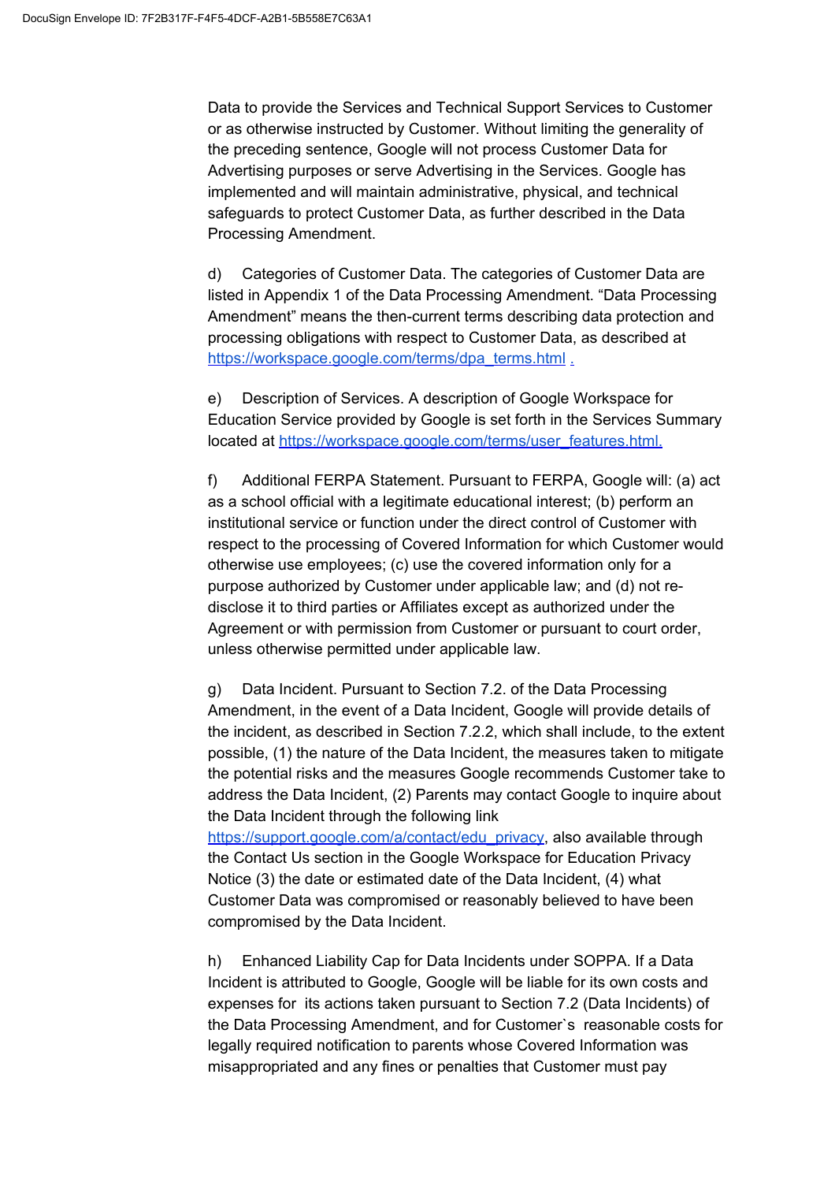Data to provide the Services and Technical Support Services to Customer or as otherwise instructed by Customer. Without limiting the generality of the preceding sentence, Google will not process Customer Data for Advertising purposes or serve Advertising in the Services. Google has implemented and will maintain administrative, physical, and technical safeguards to protect Customer Data, as further described in the Data Processing Amendment.

d) Categories of Customer Data. The categories of Customer Data are listed in Appendix 1 of the Data Processing Amendment. "Data Processing Amendment" means the then-current terms describing data protection and processing obligations with respect to Customer Data, as described at https://workspace.google.com/terms/dpa_terms.html .

e) Description of Services. A description of Google Workspace for Education Service provided by Google is set forth in the Services Summary located at https://workspace.google.com/terms/user_features.html.

f) Additional FERPA Statement. Pursuant to FERPA, Google will: (a) act as a school official with a legitimate educational interest; (b) perform an institutional service or function under the direct control of Customer with respect to the processing of Covered Information for which Customer would otherwise use employees; (c) use the covered information only for a purpose authorized by Customer under applicable law; and (d) not re-disclose it to third parties or Affiliates except as authorized under the Agreement or with permission from Customer or pursuant to court order, unless otherwise permitted under applicable law.

g) Data Incident. Pursuant to Section 7.2. of the Data Processing Amendment, in the event of a Data Incident, Google will provide details of the incident, as described in Section 7.2.2, which shall include, to the extent possible, (1) the nature of the Data Incident, the measures taken to mitigate the potential risks and the measures Google recommends Customer take to address the Data Incident, (2) Parents may contact Google to inquire about the Data Incident through the following link https://support.google.com/a/contact/edu_privacy, also available through the Contact Us section in the Google Workspace for Education Privacy Notice (3) the date or estimated date of the Data Incident, (4) what Customer Data was compromised or reasonably believed to have been compromised by the Data Incident.

h) Enhanced Liability Cap for Data Incidents under SOPPA. If a Data Incident is attributed to Google, Google will be liable for its own costs and expenses for its actions taken pursuant to Section 7.2 (Data Incidents) of the Data Processing Amendment, and for Customer`s reasonable costs for legally required notification to parents whose Covered Information was misappropriated and any fines or penalties that Customer must pay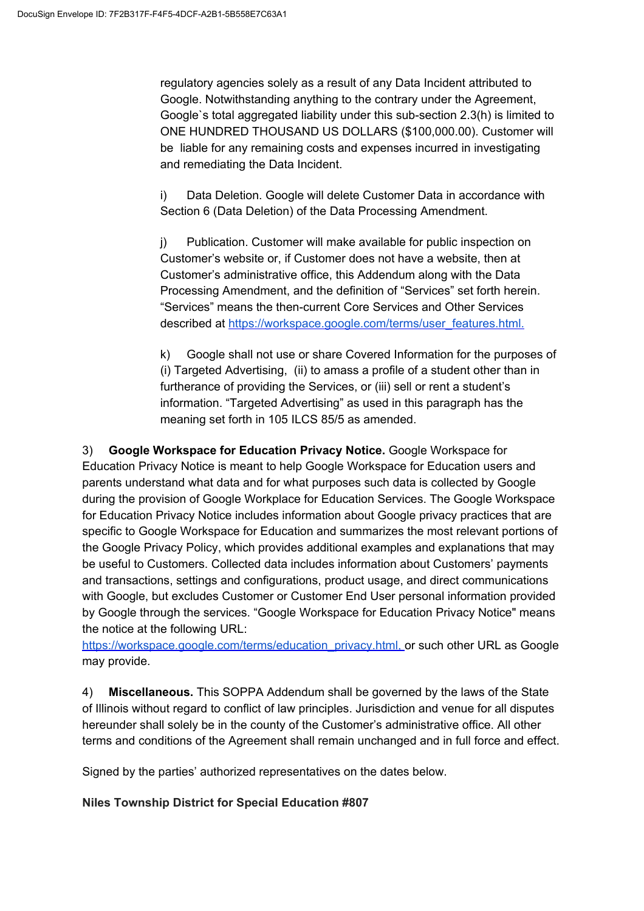regulatory agencies solely as a result of any Data Incident attributed to Google. Notwithstanding anything to the contrary under the Agreement, Google`s total aggregated liability under this sub-section 2.3(h) is limited to ONE HUNDRED THOUSAND US DOLLARS ($100,000.00). Customer will be liable for any remaining costs and expenses incurred in investigating and remediating the Data Incident.

i) Data Deletion. Google will delete Customer Data in accordance with Section 6 (Data Deletion) of the Data Processing Amendment.

j) Publication. Customer will make available for public inspection on Customer's website or, if Customer does not have a website, then at Customer's administrative office, this Addendum along with the Data Processing Amendment, and the definition of "Services" set forth herein. "Services" means the then-current Core Services and Other Services described at https://workspace.google.com/terms/user_features.html.

k) Google shall not use or share Covered Information for the purposes of (i) Targeted Advertising, (ii) to amass a profile of a student other than in furtherance of providing the Services, or (iii) sell or rent a student's information. "Targeted Advertising" as used in this paragraph has the meaning set forth in 105 ILCS 85/5 as amended.

3) **Google Workspace for Education Privacy Notice.** Google Workspace for Education Privacy Notice is meant to help Google Workspace for Education users and parents understand what data and for what purposes such data is collected by Google during the provision of Google Workplace for Education Services. The Google Workspace for Education Privacy Notice includes information about Google privacy practices that are specific to Google Workspace for Education and summarizes the most relevant portions of the Google Privacy Policy, which provides additional examples and explanations that may be useful to Customers. Collected data includes information about Customers' payments and transactions, settings and configurations, product usage, and direct communications with Google, but excludes Customer or Customer End User personal information provided by Google through the services. "Google Workspace for Education Privacy Notice" means the notice at the following URL: https://workspace.google.com/terms/education_privacy.html, or such other URL as Google may provide.

4) **Miscellaneous.** This SOPPA Addendum shall be governed by the laws of the State of Illinois without regard to conflict of law principles. Jurisdiction and venue for all disputes hereunder shall solely be in the county of the Customer's administrative office. All other terms and conditions of the Agreement shall remain unchanged and in full force and effect.

Signed by the parties' authorized representatives on the dates below.

**Niles Township District for Special Education #807**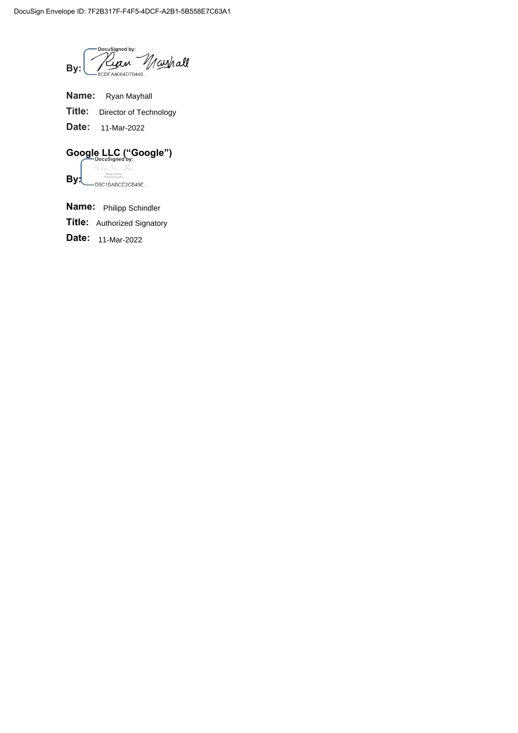DocuSign Envelope ID: 7F2B317F-F4F5-4DCF-A2B1-5B558E7C63A1

**By:** DocuSigned by: Ryan Mayhall 8CDFA4064D70440...

**Name:** Ryan Mayhall

**Title:** Director of Technology

**Date:** 11-Mar-2022

**Google LLC ("Google")**

**By:** DocuSigned by: Philipp Schindler Authorized Signatory D5C1BABCE2CB49E...

**Name:** Philipp Schindler

**Title:** Authorized Signatory

**Date:** 11-Mar-2022